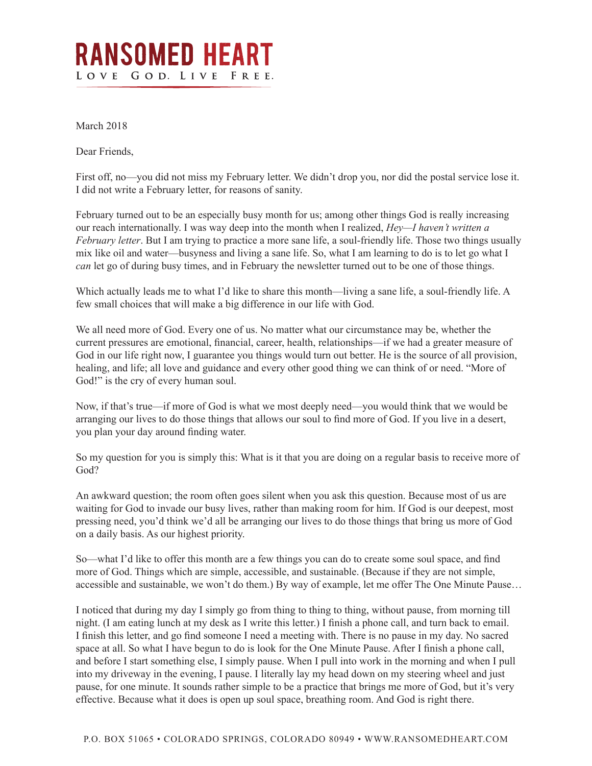# RANSOMED HEART

LOVE GOD. LIVE FREE.

March 2018

Dear Friends,

First off, no—you did not miss my February letter. We didn't drop you, nor did the postal service lose it. I did not write a February letter, for reasons of sanity.

February turned out to be an especially busy month for us; among other things God is really increasing our reach internationally. I was way deep into the month when I realized, *Hey—I haven't written a February letter*. But I am trying to practice a more sane life, a soul-friendly life. Those two things usually mix like oil and water—busyness and living a sane life. So, what I am learning to do is to let go what I *can* let go of during busy times, and in February the newsletter turned out to be one of those things.

Which actually leads me to what I'd like to share this month—living a sane life, a soul-friendly life. A few small choices that will make a big difference in our life with God.

We all need more of God. Every one of us. No matter what our circumstance may be, whether the current pressures are emotional, financial, career, health, relationships—if we had a greater measure of God in our life right now, I guarantee you things would turn out better. He is the source of all provision, healing, and life; all love and guidance and every other good thing we can think of or need. "More of God!" is the cry of every human soul.

Now, if that's true—if more of God is what we most deeply need—you would think that we would be arranging our lives to do those things that allows our soul to find more of God. If you live in a desert, you plan your day around finding water.

So my question for you is simply this: What is it that you are doing on a regular basis to receive more of God?

An awkward question; the room often goes silent when you ask this question. Because most of us are waiting for God to invade our busy lives, rather than making room for him. If God is our deepest, most pressing need, you'd think we'd all be arranging our lives to do those things that bring us more of God on a daily basis. As our highest priority.

So—what I'd like to offer this month are a few things you can do to create some soul space, and find more of God. Things which are simple, accessible, and sustainable. (Because if they are not simple, accessible and sustainable, we won't do them.) By way of example, let me offer The One Minute Pause…

I noticed that during my day I simply go from thing to thing to thing, without pause, from morning till night. (I am eating lunch at my desk as I write this letter.) I finish a phone call, and turn back to email. I finish this letter, and go find someone I need a meeting with. There is no pause in my day. No sacred space at all. So what I have begun to do is look for the One Minute Pause. After I finish a phone call, and before I start something else, I simply pause. When I pull into work in the morning and when I pull into my driveway in the evening, I pause. I literally lay my head down on my steering wheel and just pause, for one minute. It sounds rather simple to be a practice that brings me more of God, but it's very effective. Because what it does is open up soul space, breathing room. And God is right there.

P.O. BOX 51065 • COLORADO SPRINGS, COLORADO 80949 • WWW.RANSOMEDHEART.COM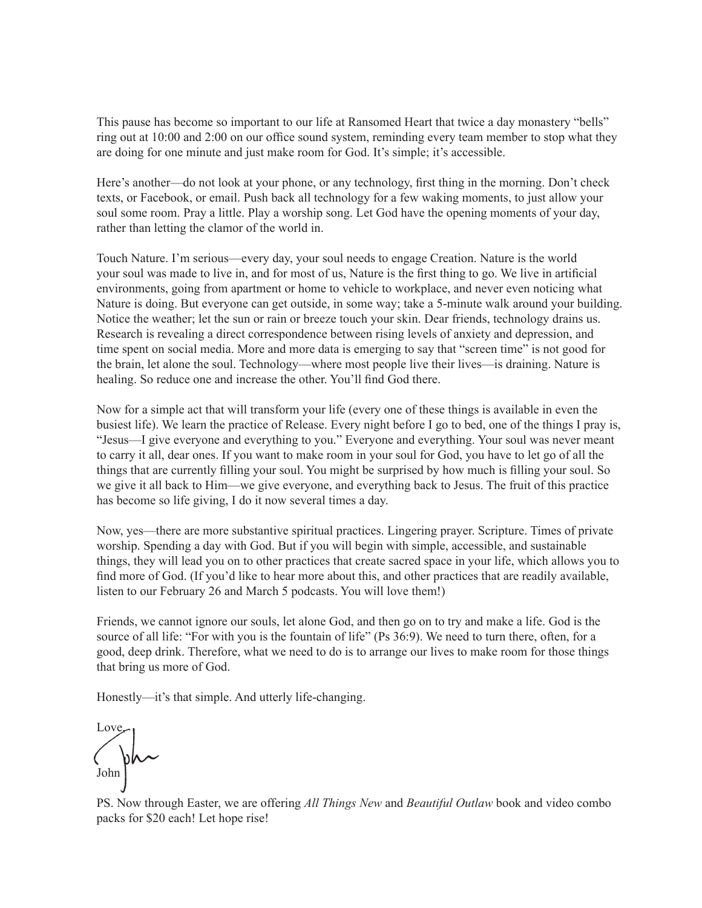This pause has become so important to our life at Ransomed Heart that twice a day monastery "bells" ring out at 10:00 and 2:00 on our office sound system, reminding every team member to stop what they are doing for one minute and just make room for God. It's simple; it's accessible.

Here's another—do not look at your phone, or any technology, first thing in the morning. Don't check texts, or Facebook, or email. Push back all technology for a few waking moments, to just allow your soul some room. Pray a little. Play a worship song. Let God have the opening moments of your day, rather than letting the clamor of the world in.

Touch Nature. I'm serious—every day, your soul needs to engage Creation. Nature is the world your soul was made to live in, and for most of us, Nature is the first thing to go. We live in artificial environments, going from apartment or home to vehicle to workplace, and never even noticing what Nature is doing. But everyone can get outside, in some way; take a 5-minute walk around your building. Notice the weather; let the sun or rain or breeze touch your skin. Dear friends, technology drains us. Research is revealing a direct correspondence between rising levels of anxiety and depression, and time spent on social media. More and more data is emerging to say that "screen time" is not good for the brain, let alone the soul. Technology—where most people live their lives—is draining. Nature is healing. So reduce one and increase the other. You'll find God there.

Now for a simple act that will transform your life (every one of these things is available in even the busiest life). We learn the practice of Release. Every night before I go to bed, one of the things I pray is, "Jesus—I give everyone and everything to you." Everyone and everything. Your soul was never meant to carry it all, dear ones. If you want to make room in your soul for God, you have to let go of all the things that are currently filling your soul. You might be surprised by how much is filling your soul. So we give it all back to Him—we give everyone, and everything back to Jesus. The fruit of this practice has become so life giving, I do it now several times a day.

Now, yes—there are more substantive spiritual practices. Lingering prayer. Scripture. Times of private worship. Spending a day with God. But if you will begin with simple, accessible, and sustainable things, they will lead you on to other practices that create sacred space in your life, which allows you to find more of God. (If you'd like to hear more about this, and other practices that are readily available, listen to our February 26 and March 5 podcasts. You will love them!)

Friends, we cannot ignore our souls, let alone God, and then go on to try and make a life. God is the source of all life: "For with you is the fountain of life" (Ps 36:9). We need to turn there, often, for a good, deep drink. Therefore, what we need to do is to arrange our lives to make room for those things that bring us more of God.

Honestly—it's that simple. And utterly life-changing.

Love,

John

PS. Now through Easter, we are offering *All Things New* and *Beautiful Outlaw* book and video combo packs for $20 each! Let hope rise!